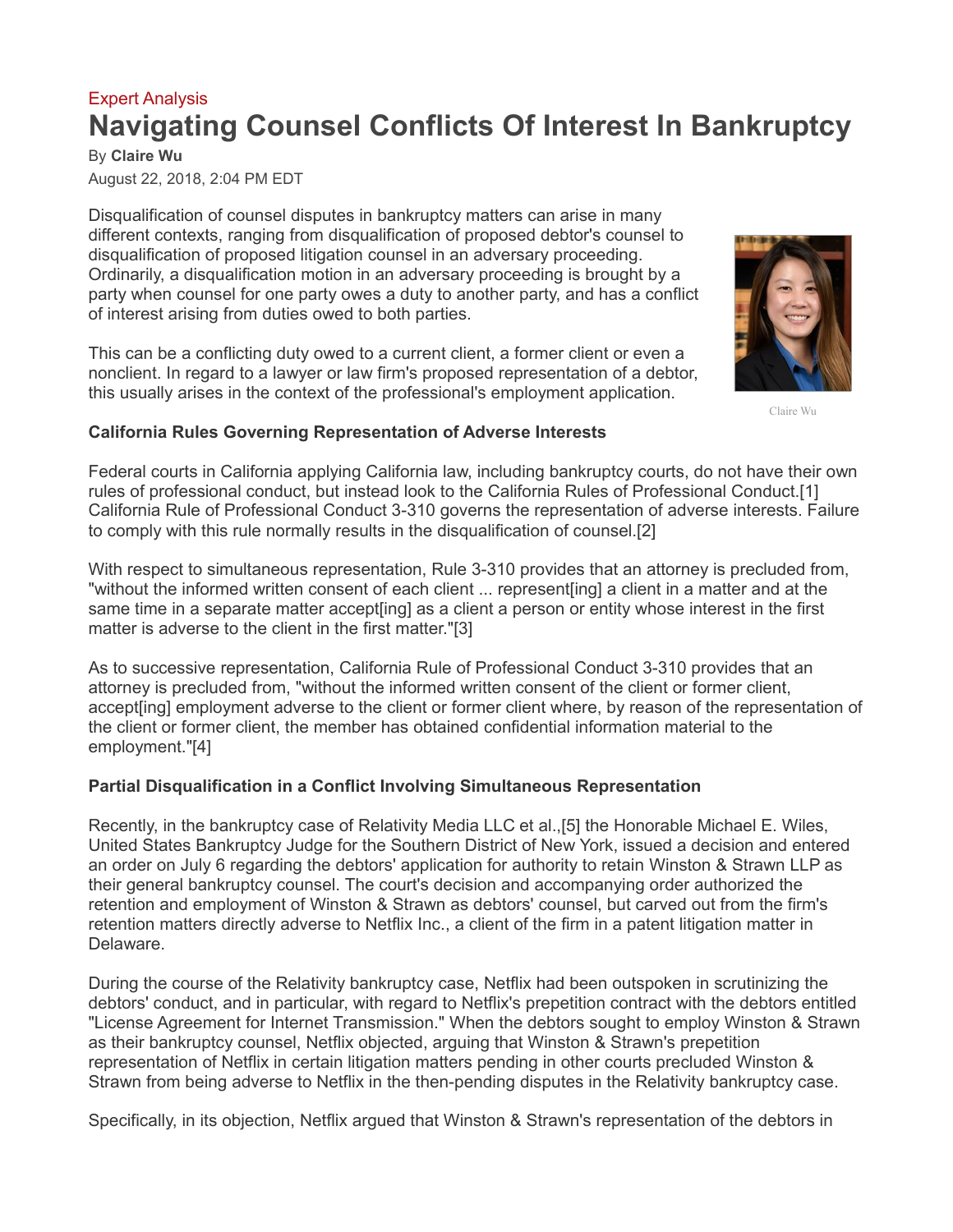Expert Analysis

# Navigating Counsel Conflicts Of Interest In Bankruptcy

By **Claire Wu**

August 22, 2018, 2:04 PM EDT

Disqualification of counsel disputes in bankruptcy matters can arise in many different contexts, ranging from disqualification of proposed debtor's counsel to disqualification of proposed litigation counsel in an adversary proceeding. Ordinarily, a disqualification motion in an adversary proceeding is brought by a party when counsel for one party owes a duty to another party, and has a conflict of interest arising from duties owed to both parties.

This can be a conflicting duty owed to a current client, a former client or even a nonclient. In regard to a lawyer or law firm's proposed representation of a debtor, this usually arises in the context of the professional's employment application.

Claire Wu

**California Rules Governing Representation of Adverse Interests**

Federal courts in California applying California law, including bankruptcy courts, do not have their own rules of professional conduct, but instead look to the California Rules of Professional Conduct.[1] California Rule of Professional Conduct 3-310 governs the representation of adverse interests. Failure to comply with this rule normally results in the disqualification of counsel.[2]

With respect to simultaneous representation, Rule 3-310 provides that an attorney is precluded from, "without the informed written consent of each client ... represent[ing] a client in a matter and at the same time in a separate matter accept[ing] as a client a person or entity whose interest in the first matter is adverse to the client in the first matter."[3]

As to successive representation, California Rule of Professional Conduct 3-310 provides that an attorney is precluded from, "without the informed written consent of the client or former client, accept[ing] employment adverse to the client or former client where, by reason of the representation of the client or former client, the member has obtained confidential information material to the employment."[4]

**Partial Disqualification in a Conflict Involving Simultaneous Representation**

Recently, in the bankruptcy case of Relativity Media LLC et al.,[5] the Honorable Michael E. Wiles, United States Bankruptcy Judge for the Southern District of New York, issued a decision and entered an order on July 6 regarding the debtors' application for authority to retain Winston & Strawn LLP as their general bankruptcy counsel. The court's decision and accompanying order authorized the retention and employment of Winston & Strawn as debtors' counsel, but carved out from the firm's retention matters directly adverse to Netflix Inc., a client of the firm in a patent litigation matter in Delaware.

During the course of the Relativity bankruptcy case, Netflix had been outspoken in scrutinizing the debtors' conduct, and in particular, with regard to Netflix's prepetition contract with the debtors entitled "License Agreement for Internet Transmission." When the debtors sought to employ Winston & Strawn as their bankruptcy counsel, Netflix objected, arguing that Winston & Strawn's prepetition representation of Netflix in certain litigation matters pending in other courts precluded Winston & Strawn from being adverse to Netflix in the then-pending disputes in the Relativity bankruptcy case.

Specifically, in its objection, Netflix argued that Winston & Strawn's representation of the debtors in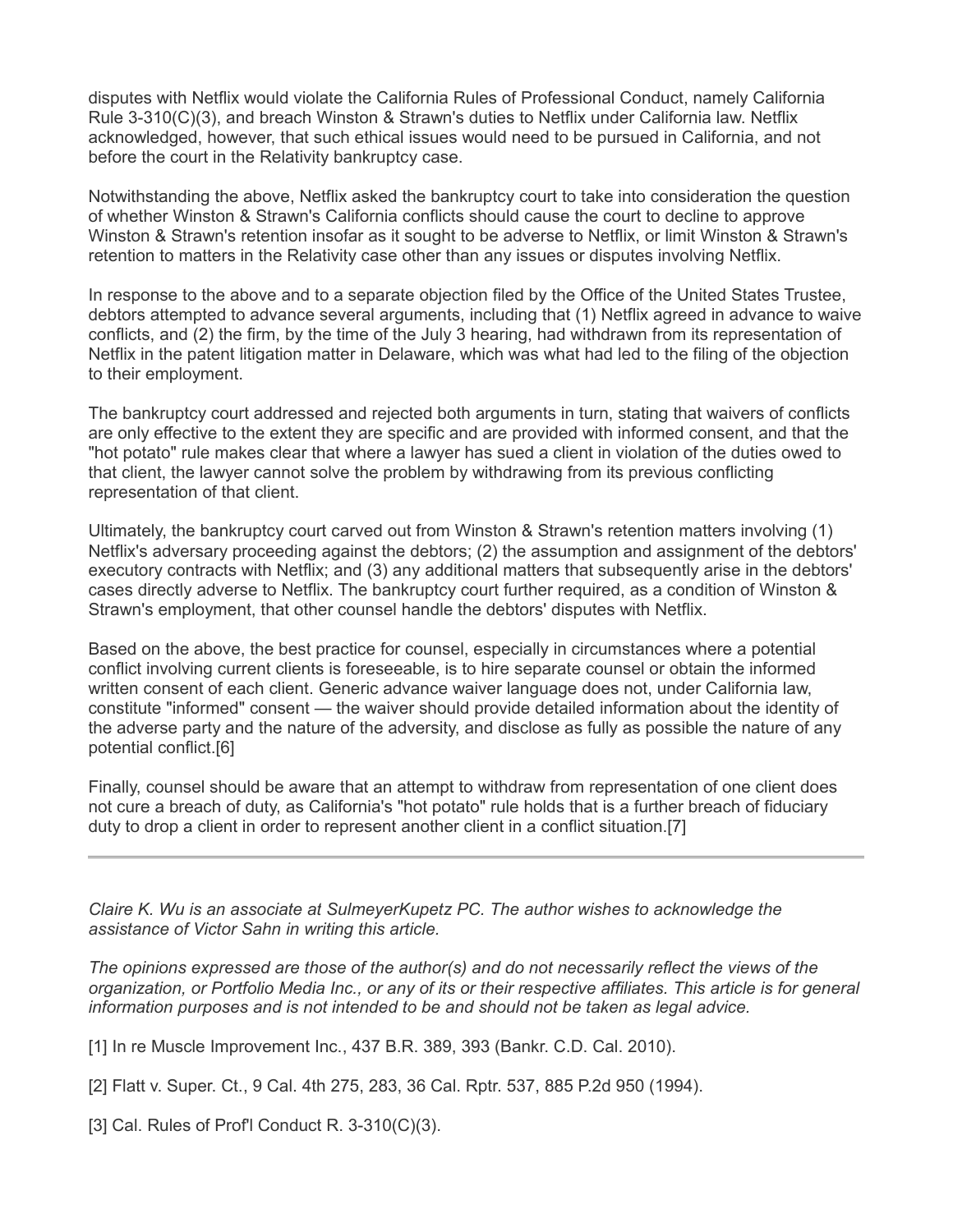disputes with Netflix would violate the California Rules of Professional Conduct, namely California Rule 3-310(C)(3), and breach Winston & Strawn's duties to Netflix under California law. Netflix acknowledged, however, that such ethical issues would need to be pursued in California, and not before the court in the Relativity bankruptcy case.

Notwithstanding the above, Netflix asked the bankruptcy court to take into consideration the question of whether Winston & Strawn's California conflicts should cause the court to decline to approve Winston & Strawn's retention insofar as it sought to be adverse to Netflix, or limit Winston & Strawn's retention to matters in the Relativity case other than any issues or disputes involving Netflix.

In response to the above and to a separate objection filed by the Office of the United States Trustee, debtors attempted to advance several arguments, including that (1) Netflix agreed in advance to waive conflicts, and (2) the firm, by the time of the July 3 hearing, had withdrawn from its representation of Netflix in the patent litigation matter in Delaware, which was what had led to the filing of the objection to their employment.

The bankruptcy court addressed and rejected both arguments in turn, stating that waivers of conflicts are only effective to the extent they are specific and are provided with informed consent, and that the "hot potato" rule makes clear that where a lawyer has sued a client in violation of the duties owed to that client, the lawyer cannot solve the problem by withdrawing from its previous conflicting representation of that client.

Ultimately, the bankruptcy court carved out from Winston & Strawn's retention matters involving (1) Netflix's adversary proceeding against the debtors; (2) the assumption and assignment of the debtors' executory contracts with Netflix; and (3) any additional matters that subsequently arise in the debtors' cases directly adverse to Netflix. The bankruptcy court further required, as a condition of Winston & Strawn's employment, that other counsel handle the debtors' disputes with Netflix.

Based on the above, the best practice for counsel, especially in circumstances where a potential conflict involving current clients is foreseeable, is to hire separate counsel or obtain the informed written consent of each client. Generic advance waiver language does not, under California law, constitute "informed" consent — the waiver should provide detailed information about the identity of the adverse party and the nature of the adversity, and disclose as fully as possible the nature of any potential conflict.[6]

Finally, counsel should be aware that an attempt to withdraw from representation of one client does not cure a breach of duty, as California's "hot potato" rule holds that is a further breach of fiduciary duty to drop a client in order to represent another client in a conflict situation.[7]

---

*Claire K. Wu is an associate at SulmeyerKupetz PC. The author wishes to acknowledge the assistance of Victor Sahn in writing this article.*

*The opinions expressed are those of the author(s) and do not necessarily reflect the views of the organization, or Portfolio Media Inc., or any of its or their respective affiliates. This article is for general information purposes and is not intended to be and should not be taken as legal advice.*

[1] In re Muscle Improvement Inc., 437 B.R. 389, 393 (Bankr. C.D. Cal. 2010).

[2] Flatt v. Super. Ct., 9 Cal. 4th 275, 283, 36 Cal. Rptr. 537, 885 P.2d 950 (1994).

[3] Cal. Rules of Prof'l Conduct R. 3-310(C)(3).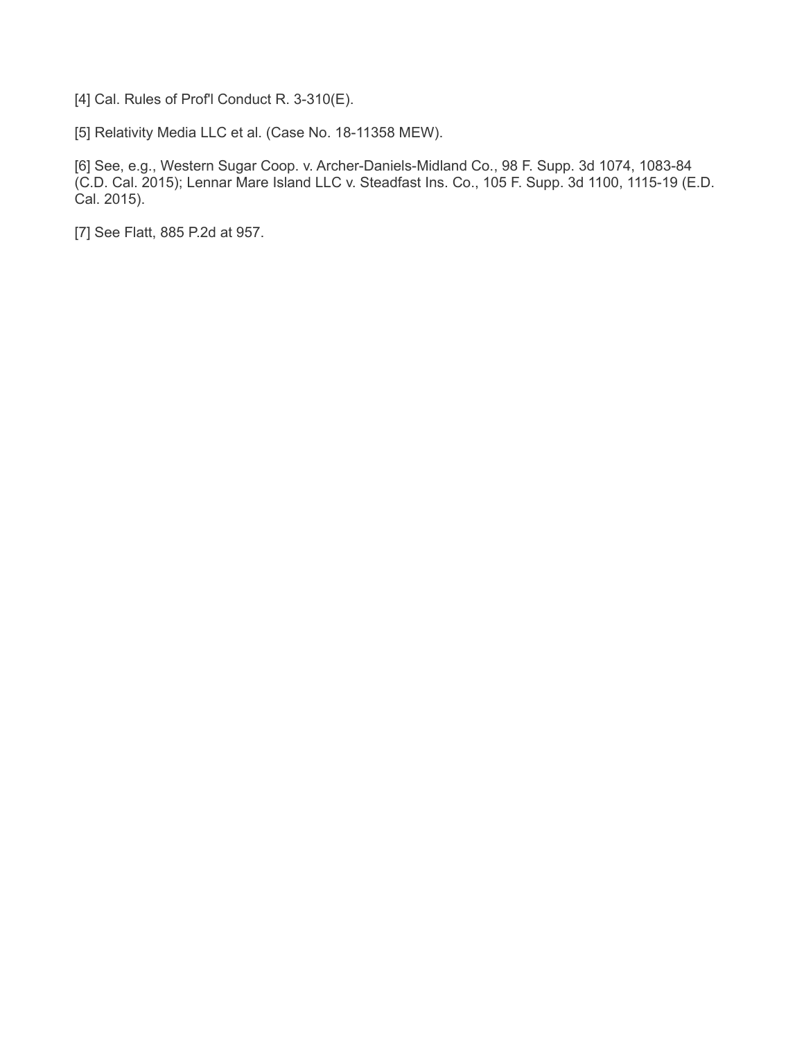[4] Cal. Rules of Prof'l Conduct R. 3-310(E).

[5] Relativity Media LLC et al. (Case No. 18-11358 MEW).

[6] See, e.g., Western Sugar Coop. v. Archer-Daniels-Midland Co., 98 F. Supp. 3d 1074, 1083-84 (C.D. Cal. 2015); Lennar Mare Island LLC v. Steadfast Ins. Co., 105 F. Supp. 3d 1100, 1115-19 (E.D. Cal. 2015).

[7] See Flatt, 885 P.2d at 957.